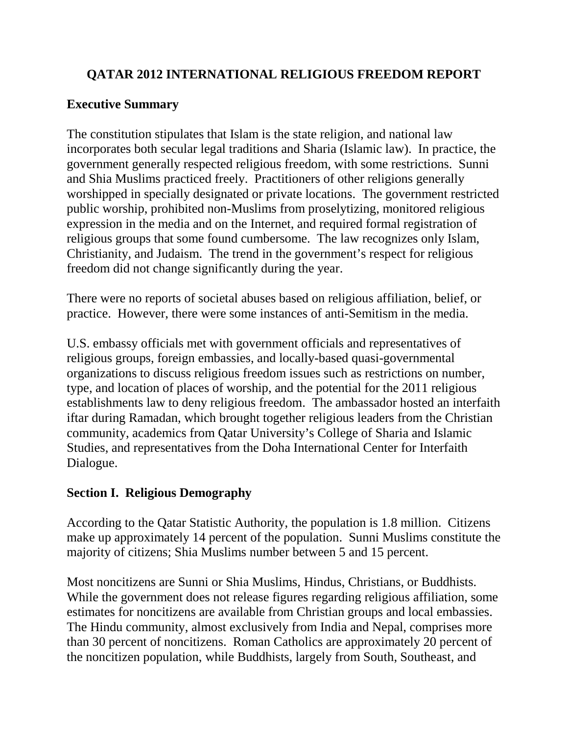# QATAR 2012 INTERNATIONAL RELIGIOUS FREEDOM REPORT

## Executive Summary

The constitution stipulates that Islam is the state religion, and national law incorporates both secular legal traditions and Sharia (Islamic law). In practice, the government generally respected religious freedom, with some restrictions. Sunni and Shia Muslims practiced freely. Practitioners of other religions generally worshipped in specially designated or private locations. The government restricted public worship, prohibited non-Muslims from proselytizing, monitored religious expression in the media and on the Internet, and required formal registration of religious groups that some found cumbersome. The law recognizes only Islam, Christianity, and Judaism. The trend in the government's respect for religious freedom did not change significantly during the year.

There were no reports of societal abuses based on religious affiliation, belief, or practice. However, there were some instances of anti-Semitism in the media.

U.S. embassy officials met with government officials and representatives of religious groups, foreign embassies, and locally-based quasi-governmental organizations to discuss religious freedom issues such as restrictions on number, type, and location of places of worship, and the potential for the 2011 religious establishments law to deny religious freedom. The ambassador hosted an interfaith iftar during Ramadan, which brought together religious leaders from the Christian community, academics from Qatar University's College of Sharia and Islamic Studies, and representatives from the Doha International Center for Interfaith Dialogue.

## Section I. Religious Demography

According to the Qatar Statistic Authority, the population is 1.8 million. Citizens make up approximately 14 percent of the population. Sunni Muslims constitute the majority of citizens; Shia Muslims number between 5 and 15 percent.

Most noncitizens are Sunni or Shia Muslims, Hindus, Christians, or Buddhists. While the government does not release figures regarding religious affiliation, some estimates for noncitizens are available from Christian groups and local embassies. The Hindu community, almost exclusively from India and Nepal, comprises more than 30 percent of noncitizens. Roman Catholics are approximately 20 percent of the noncitizen population, while Buddhists, largely from South, Southeast, and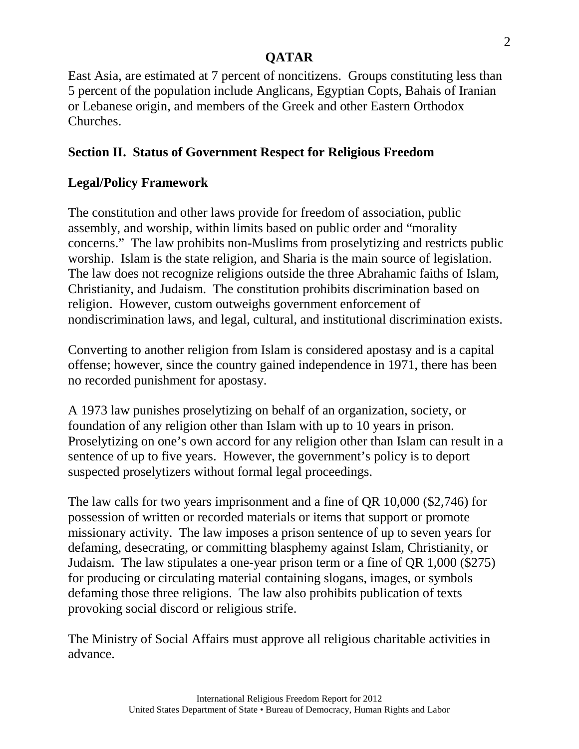East Asia, are estimated at 7 percent of noncitizens. Groups constituting less than 5 percent of the population include Anglicans, Egyptian Copts, Bahais of Iranian or Lebanese origin, and members of the Greek and other Eastern Orthodox Churches.

## Section II. Status of Government Respect for Religious Freedom

### Legal/Policy Framework

The constitution and other laws provide for freedom of association, public assembly, and worship, within limits based on public order and "morality concerns." The law prohibits non-Muslims from proselytizing and restricts public worship. Islam is the state religion, and Sharia is the main source of legislation. The law does not recognize religions outside the three Abrahamic faiths of Islam, Christianity, and Judaism. The constitution prohibits discrimination based on religion. However, custom outweighs government enforcement of nondiscrimination laws, and legal, cultural, and institutional discrimination exists.

Converting to another religion from Islam is considered apostasy and is a capital offense; however, since the country gained independence in 1971, there has been no recorded punishment for apostasy.

A 1973 law punishes proselytizing on behalf of an organization, society, or foundation of any religion other than Islam with up to 10 years in prison. Proselytizing on one's own accord for any religion other than Islam can result in a sentence of up to five years. However, the government's policy is to deport suspected proselytizers without formal legal proceedings.

The law calls for two years imprisonment and a fine of QR 10,000 ($2,746) for possession of written or recorded materials or items that support or promote missionary activity. The law imposes a prison sentence of up to seven years for defaming, desecrating, or committing blasphemy against Islam, Christianity, or Judaism. The law stipulates a one-year prison term or a fine of QR 1,000 ($275) for producing or circulating material containing slogans, images, or symbols defaming those three religions. The law also prohibits publication of texts provoking social discord or religious strife.

The Ministry of Social Affairs must approve all religious charitable activities in advance.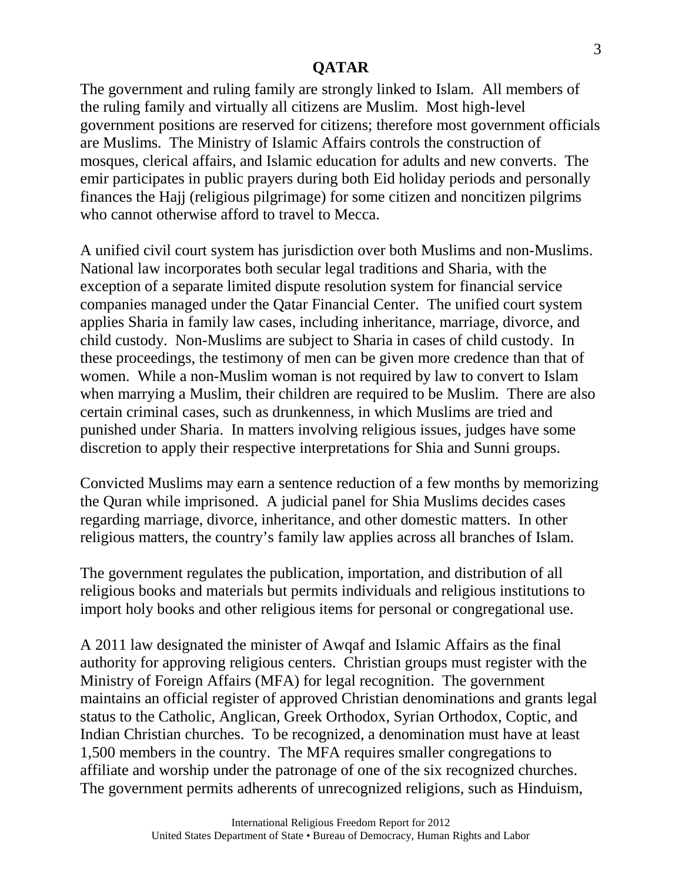The government and ruling family are strongly linked to Islam. All members of the ruling family and virtually all citizens are Muslim. Most high-level government positions are reserved for citizens; therefore most government officials are Muslims. The Ministry of Islamic Affairs controls the construction of mosques, clerical affairs, and Islamic education for adults and new converts. The emir participates in public prayers during both Eid holiday periods and personally finances the Hajj (religious pilgrimage) for some citizen and noncitizen pilgrims who cannot otherwise afford to travel to Mecca.

A unified civil court system has jurisdiction over both Muslims and non-Muslims. National law incorporates both secular legal traditions and Sharia, with the exception of a separate limited dispute resolution system for financial service companies managed under the Qatar Financial Center. The unified court system applies Sharia in family law cases, including inheritance, marriage, divorce, and child custody. Non-Muslims are subject to Sharia in cases of child custody. In these proceedings, the testimony of men can be given more credence than that of women. While a non-Muslim woman is not required by law to convert to Islam when marrying a Muslim, their children are required to be Muslim. There are also certain criminal cases, such as drunkenness, in which Muslims are tried and punished under Sharia. In matters involving religious issues, judges have some discretion to apply their respective interpretations for Shia and Sunni groups.

Convicted Muslims may earn a sentence reduction of a few months by memorizing the Quran while imprisoned. A judicial panel for Shia Muslims decides cases regarding marriage, divorce, inheritance, and other domestic matters. In other religious matters, the country's family law applies across all branches of Islam.

The government regulates the publication, importation, and distribution of all religious books and materials but permits individuals and religious institutions to import holy books and other religious items for personal or congregational use.

A 2011 law designated the minister of Awqaf and Islamic Affairs as the final authority for approving religious centers. Christian groups must register with the Ministry of Foreign Affairs (MFA) for legal recognition. The government maintains an official register of approved Christian denominations and grants legal status to the Catholic, Anglican, Greek Orthodox, Syrian Orthodox, Coptic, and Indian Christian churches. To be recognized, a denomination must have at least 1,500 members in the country. The MFA requires smaller congregations to affiliate and worship under the patronage of one of the six recognized churches. The government permits adherents of unrecognized religions, such as Hinduism,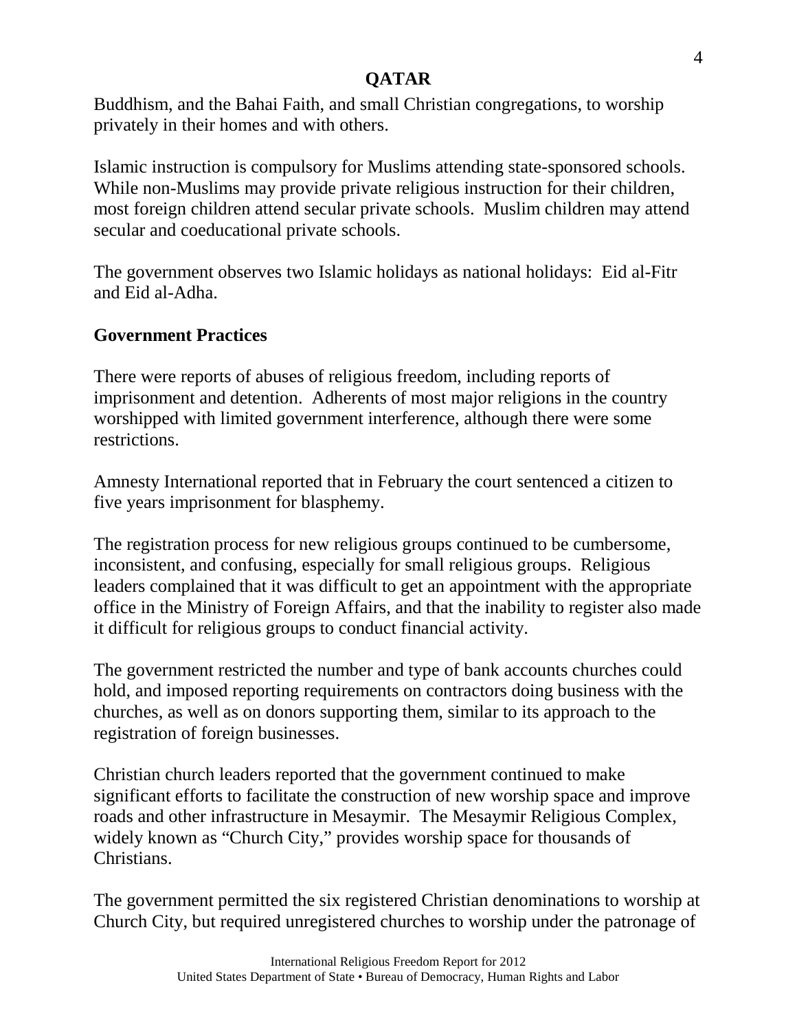Buddhism, and the Bahai Faith, and small Christian congregations, to worship privately in their homes and with others.

Islamic instruction is compulsory for Muslims attending state-sponsored schools. While non-Muslims may provide private religious instruction for their children, most foreign children attend secular private schools. Muslim children may attend secular and coeducational private schools.

The government observes two Islamic holidays as national holidays: Eid al-Fitr and Eid al-Adha.

**Government Practices**

There were reports of abuses of religious freedom, including reports of imprisonment and detention. Adherents of most major religions in the country worshipped with limited government interference, although there were some restrictions.

Amnesty International reported that in February the court sentenced a citizen to five years imprisonment for blasphemy.

The registration process for new religious groups continued to be cumbersome, inconsistent, and confusing, especially for small religious groups. Religious leaders complained that it was difficult to get an appointment with the appropriate office in the Ministry of Foreign Affairs, and that the inability to register also made it difficult for religious groups to conduct financial activity.

The government restricted the number and type of bank accounts churches could hold, and imposed reporting requirements on contractors doing business with the churches, as well as on donors supporting them, similar to its approach to the registration of foreign businesses.

Christian church leaders reported that the government continued to make significant efforts to facilitate the construction of new worship space and improve roads and other infrastructure in Mesaymir. The Mesaymir Religious Complex, widely known as "Church City," provides worship space for thousands of Christians.

The government permitted the six registered Christian denominations to worship at Church City, but required unregistered churches to worship under the patronage of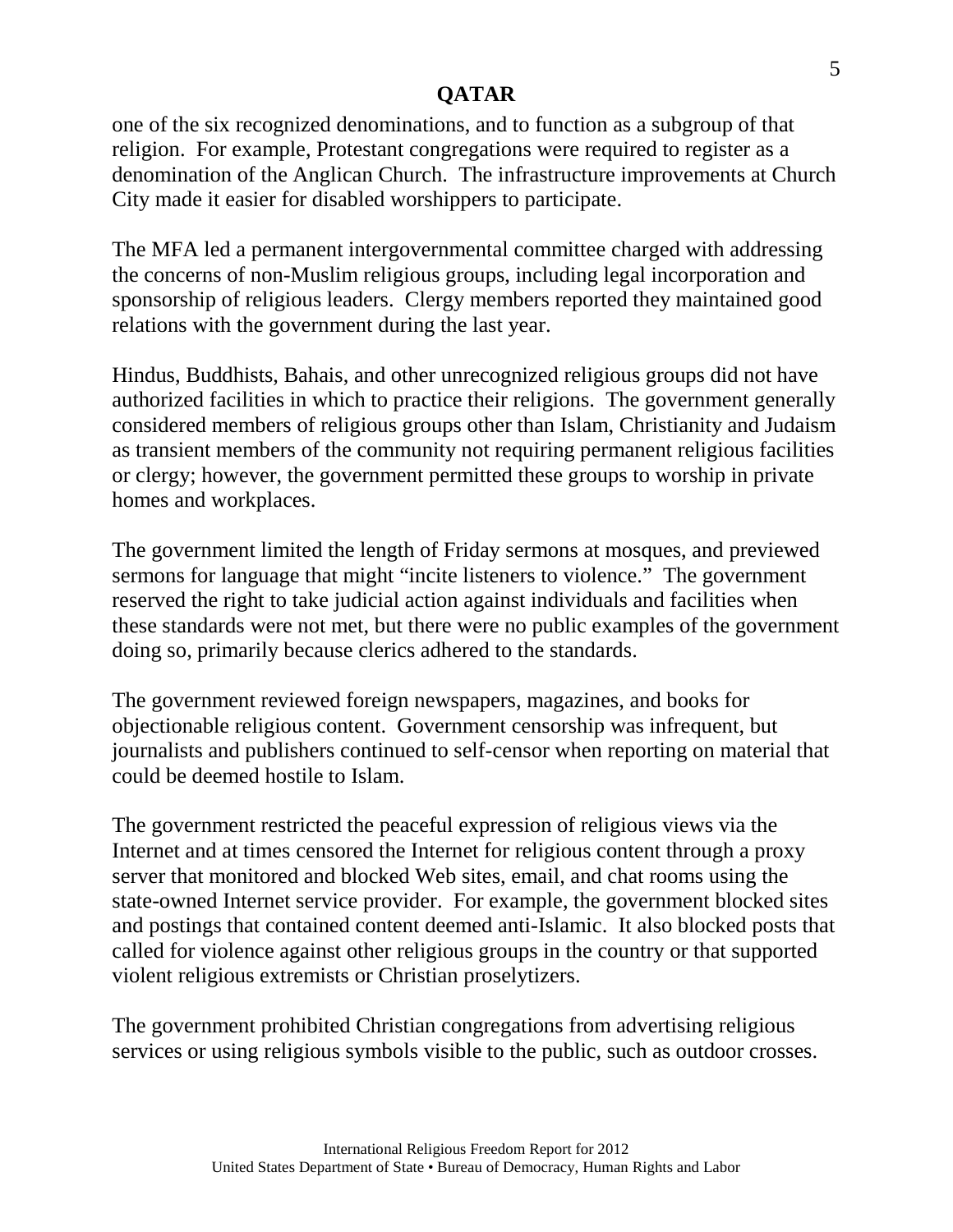one of the six recognized denominations, and to function as a subgroup of that religion. For example, Protestant congregations were required to register as a denomination of the Anglican Church. The infrastructure improvements at Church City made it easier for disabled worshippers to participate.

The MFA led a permanent intergovernmental committee charged with addressing the concerns of non-Muslim religious groups, including legal incorporation and sponsorship of religious leaders. Clergy members reported they maintained good relations with the government during the last year.

Hindus, Buddhists, Bahais, and other unrecognized religious groups did not have authorized facilities in which to practice their religions. The government generally considered members of religious groups other than Islam, Christianity and Judaism as transient members of the community not requiring permanent religious facilities or clergy; however, the government permitted these groups to worship in private homes and workplaces.

The government limited the length of Friday sermons at mosques, and previewed sermons for language that might "incite listeners to violence." The government reserved the right to take judicial action against individuals and facilities when these standards were not met, but there were no public examples of the government doing so, primarily because clerics adhered to the standards.

The government reviewed foreign newspapers, magazines, and books for objectionable religious content. Government censorship was infrequent, but journalists and publishers continued to self-censor when reporting on material that could be deemed hostile to Islam.

The government restricted the peaceful expression of religious views via the Internet and at times censored the Internet for religious content through a proxy server that monitored and blocked Web sites, email, and chat rooms using the state-owned Internet service provider. For example, the government blocked sites and postings that contained content deemed anti-Islamic. It also blocked posts that called for violence against other religious groups in the country or that supported violent religious extremists or Christian proselytizers.

The government prohibited Christian congregations from advertising religious services or using religious symbols visible to the public, such as outdoor crosses.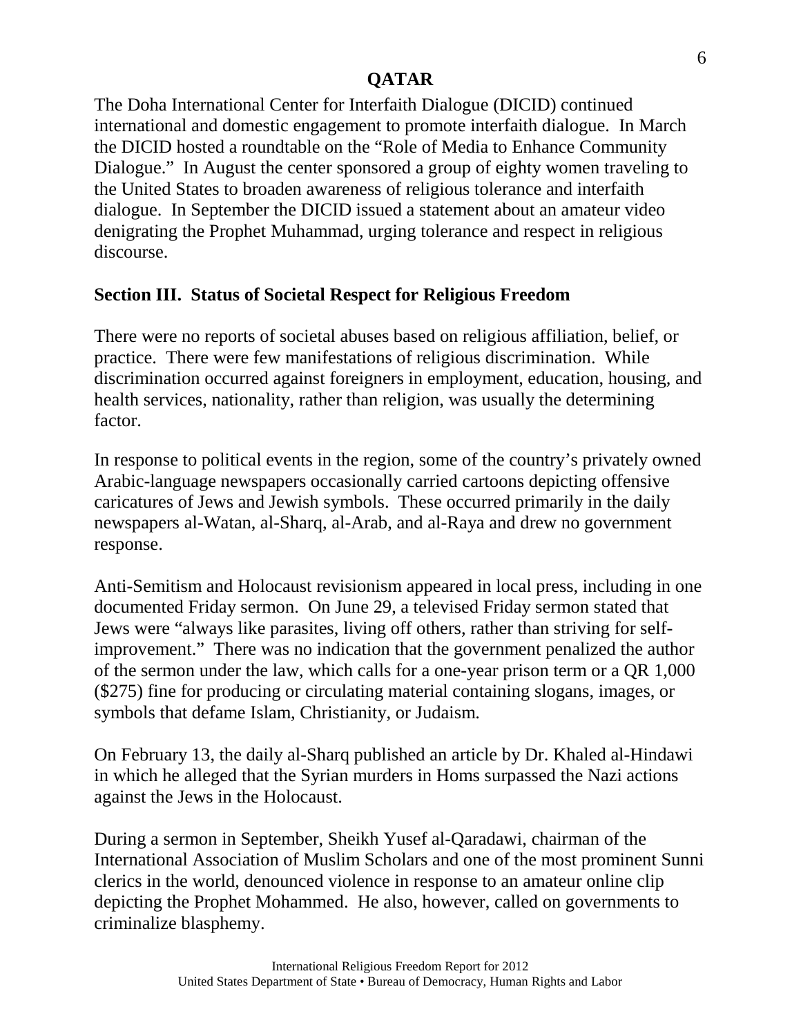The Doha International Center for Interfaith Dialogue (DICID) continued international and domestic engagement to promote interfaith dialogue. In March the DICID hosted a roundtable on the "Role of Media to Enhance Community Dialogue." In August the center sponsored a group of eighty women traveling to the United States to broaden awareness of religious tolerance and interfaith dialogue. In September the DICID issued a statement about an amateur video denigrating the Prophet Muhammad, urging tolerance and respect in religious discourse.

## Section III. Status of Societal Respect for Religious Freedom

There were no reports of societal abuses based on religious affiliation, belief, or practice. There were few manifestations of religious discrimination. While discrimination occurred against foreigners in employment, education, housing, and health services, nationality, rather than religion, was usually the determining factor.

In response to political events in the region, some of the country's privately owned Arabic-language newspapers occasionally carried cartoons depicting offensive caricatures of Jews and Jewish symbols. These occurred primarily in the daily newspapers al-Watan, al-Sharq, al-Arab, and al-Raya and drew no government response.

Anti-Semitism and Holocaust revisionism appeared in local press, including in one documented Friday sermon. On June 29, a televised Friday sermon stated that Jews were "always like parasites, living off others, rather than striving for self-improvement." There was no indication that the government penalized the author of the sermon under the law, which calls for a one-year prison term or a QR 1,000 ($275) fine for producing or circulating material containing slogans, images, or symbols that defame Islam, Christianity, or Judaism.

On February 13, the daily al-Sharq published an article by Dr. Khaled al-Hindawi in which he alleged that the Syrian murders in Homs surpassed the Nazi actions against the Jews in the Holocaust.

During a sermon in September, Sheikh Yusef al-Qaradawi, chairman of the International Association of Muslim Scholars and one of the most prominent Sunni clerics in the world, denounced violence in response to an amateur online clip depicting the Prophet Mohammed. He also, however, called on governments to criminalize blasphemy.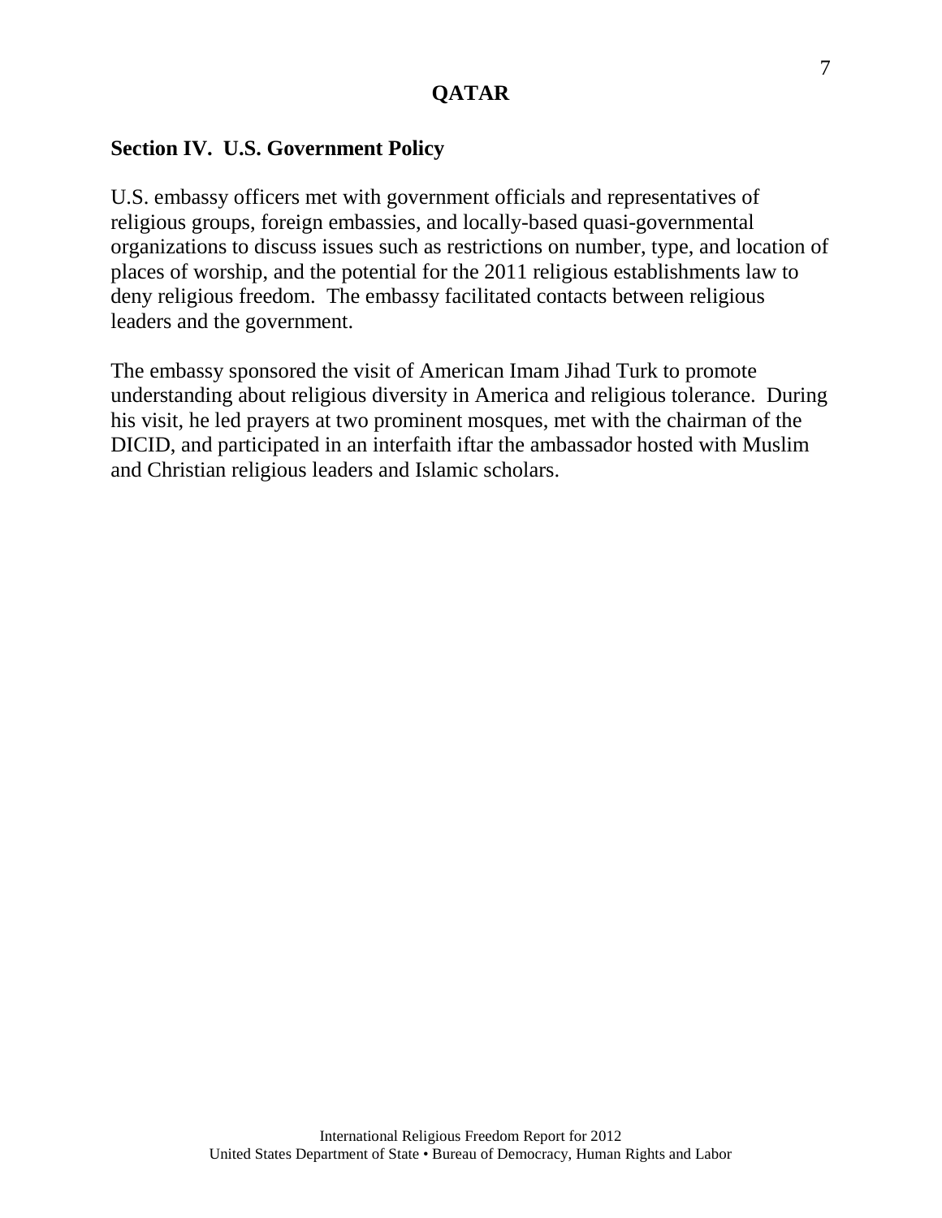## Section IV. U.S. Government Policy

U.S. embassy officers met with government officials and representatives of religious groups, foreign embassies, and locally-based quasi-governmental organizations to discuss issues such as restrictions on number, type, and location of places of worship, and the potential for the 2011 religious establishments law to deny religious freedom. The embassy facilitated contacts between religious leaders and the government.

The embassy sponsored the visit of American Imam Jihad Turk to promote understanding about religious diversity in America and religious tolerance. During his visit, he led prayers at two prominent mosques, met with the chairman of the DICID, and participated in an interfaith iftar the ambassador hosted with Muslim and Christian religious leaders and Islamic scholars.